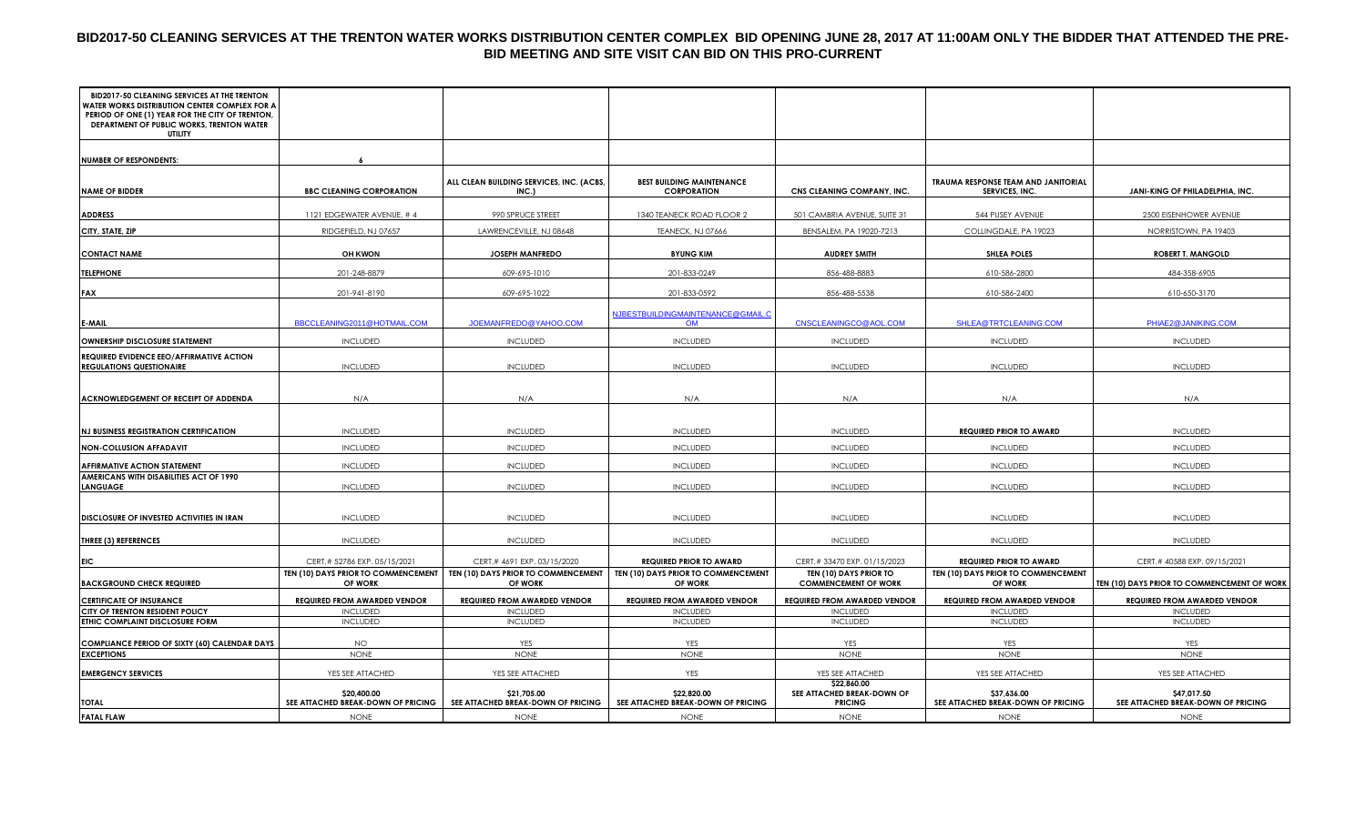# BID2017-50 CLEANING SERVICES AT THE TRENTON WATER WORKS DISTRIBUTION CENTER COMPLEX BID OPENING JUNE 28, 2017 AT 11:00AM ONLY THE BIDDER THAT ATTENDED THE PRE-BID MEETING AND SITE VISIT CAN BID ON THIS PRO-CURRENT

| BID2017-50 CLEANING SERVICES AT THE TRENTON WATER WORKS DISTRIBUTION CENTER COMPLEX FOR A PERIOD OF ONE (1) YEAR FOR THE CITY OF TRENTON, DEPARTMENT OF PUBLIC WORKS, TRENTON WATER UTILITY | | | | | | |
|---|---|---|---|---|---|---|
| **NUMBER OF RESPONDENTS:** | 6 | | | | | |
| **NAME OF BIDDER** | **BBC CLEANING CORPORATION** | **ALL CLEAN BUILDING SERVICES, INC. (ACBS, INC.)** | **BEST BUILDING MAINTENANCE CORPORATION** | **CNS CLEANING COMPANY, INC.** | **TRAUMA RESPONSE TEAM AND JANITORIAL SERVICES, INC.** | **JANI-KING OF PHILADELPHIA, INC.** |
| **ADDRESS** | 1121 EDGEWATER AVENUE, # 4 | 990 SPRUCE STREET | 1340 TEANECK ROAD FLOOR 2 | 501 CAMBRIA AVENUE, SUITE 31 | 544 PUSEY AVENUE | 2500 EISENHOWER AVENUE |
| **CITY, STATE, ZIP** | RIDGEFIELD, NJ 07657 | LAWRENCEVILLE, NJ 08648 | TEANECK, NJ 07666 | BENSALEM, PA 19020-7213 | COLLINGDALE, PA 19023 | NORRISTOWN, PA 19403 |
| **CONTACT NAME** | **OH KWON** | **JOSEPH MANFREDO** | **BYUNG KIM** | **AUDREY SMITH** | **SHLEA POLES** | **ROBERT T. MANGOLD** |
| **TELEPHONE** | 201-248-8879 | 609-695-1010 | 201-833-0249 | 856-488-8883 | 610-586-2800 | 484-358-6905 |
| **FAX** | 201-941-8190 | 609-695-1022 | 201-833-0592 | 856-488-5538 | 610-586-2400 | 610-650-3170 |
| **E-MAIL** | BBCCLEANING2011@HOTMAIL.COM | JOEMANFREDO@YAHOO.COM | NJBESTBUILDINGMAINTENANCE@GMAIL.COM | CNSCLEANINGCO@AOL.COM | SHLEA@TRTCLEANING.COM | PHIAE2@JANIKING.COM |
| **OWNERSHIP DISCLOSURE STATEMENT** | INCLUDED | INCLUDED | INCLUDED | INCLUDED | INCLUDED | INCLUDED |
| **REQUIRED EVIDENCE EEO/AFFIRMATIVE ACTION REGULATIONS QUESTIONAIRE** | INCLUDED | INCLUDED | INCLUDED | INCLUDED | INCLUDED | INCLUDED |
| **ACKNOWLEDGEMENT OF RECEIPT OF ADDENDA** | N/A | N/A | N/A | N/A | N/A | N/A |
| **NJ BUSINESS REGISTRATION CERTIFICATION** | INCLUDED | INCLUDED | INCLUDED | INCLUDED | **REQUIRED PRIOR TO AWARD** | INCLUDED |
| **NON-COLLUSION AFFADAVIT** | INCLUDED | INCLUDED | INCLUDED | INCLUDED | INCLUDED | INCLUDED |
| **AFFIRMATIVE ACTION STATEMENT** | INCLUDED | INCLUDED | INCLUDED | INCLUDED | INCLUDED | INCLUDED |
| **AMERICANS WITH DISABILITIES ACT OF 1990 LANGUAGE** | INCLUDED | INCLUDED | INCLUDED | INCLUDED | INCLUDED | INCLUDED |
| **DISCLOSURE OF INVESTED ACTIVITIES IN IRAN** | INCLUDED | INCLUDED | INCLUDED | INCLUDED | INCLUDED | INCLUDED |
| **THREE (3) REFERENCES** | INCLUDED | INCLUDED | INCLUDED | INCLUDED | INCLUDED | INCLUDED |
| **EIC** | CERT.# 52786 EXP. 05/15/2021 | CERT.# 4691 EXP. 03/15/2020 | **REQUIRED PRIOR TO AWARD** | CERT.# 33470 EXP. 01/15/2023 | **REQUIRED PRIOR TO AWARD** | CERT.# 40588 EXP. 09/15/2021 |
| **BACKGROUND CHECK REQUIRED** | **TEN (10) DAYS PRIOR TO COMMENCEMENT OF WORK** | **TEN (10) DAYS PRIOR TO COMMENCEMENT OF WORK** | **TEN (10) DAYS PRIOR TO COMMENCEMENT OF WORK** | **TEN (10) DAYS PRIOR TO COMMENCEMENT OF WORK** | **TEN (10) DAYS PRIOR TO COMMENCEMENT OF WORK** | **TEN (10) DAYS PRIOR TO COMMENCEMENT OF WORK** |
| **CERTIFICATE OF INSURANCE** | **REQUIRED FROM AWARDED VENDOR** | **REQUIRED FROM AWARDED VENDOR** | **REQUIRED FROM AWARDED VENDOR** | **REQUIRED FROM AWARDED VENDOR** | **REQUIRED FROM AWARDED VENDOR** | **REQUIRED FROM AWARDED VENDOR** |
| **CITY OF TRENTON RESIDENT POLICY** | INCLUDED | INCLUDED | INCLUDED | INCLUDED | INCLUDED | INCLUDED |
| **ETHIC COMPLAINT DISCLOSURE FORM** | INCLUDED | INCLUDED | INCLUDED | INCLUDED | INCLUDED | INCLUDED |
| **COMPLIANCE PERIOD OF SIXTY (60) CALENDAR DAYS** | NO | YES | YES | YES | YES | YES |
| **EXCEPTIONS** | NONE | NONE | NONE | NONE | NONE | NONE |
| **EMERGENCY SERVICES** | YES SEE ATTACHED | YES SEE ATTACHED | YES | YES SEE ATTACHED | YES SEE ATTACHED | YES SEE ATTACHED |
| **TOTAL** | **$20,400.00 SEE ATTACHED BREAK-DOWN OF PRICING** | **$21,705.00 SEE ATTACHED BREAK-DOWN OF PRICING** | **$22,820.00 SEE ATTACHED BREAK-DOWN OF PRICING** | **$22,860.00 SEE ATTACHED BREAK-DOWN OF PRICING** | **$37,636.00 SEE ATTACHED BREAK-DOWN OF PRICING** | **$47,017.50 SEE ATTACHED BREAK-DOWN OF PRICING** |
| **FATAL FLAW** | NONE | NONE | NONE | NONE | NONE | NONE |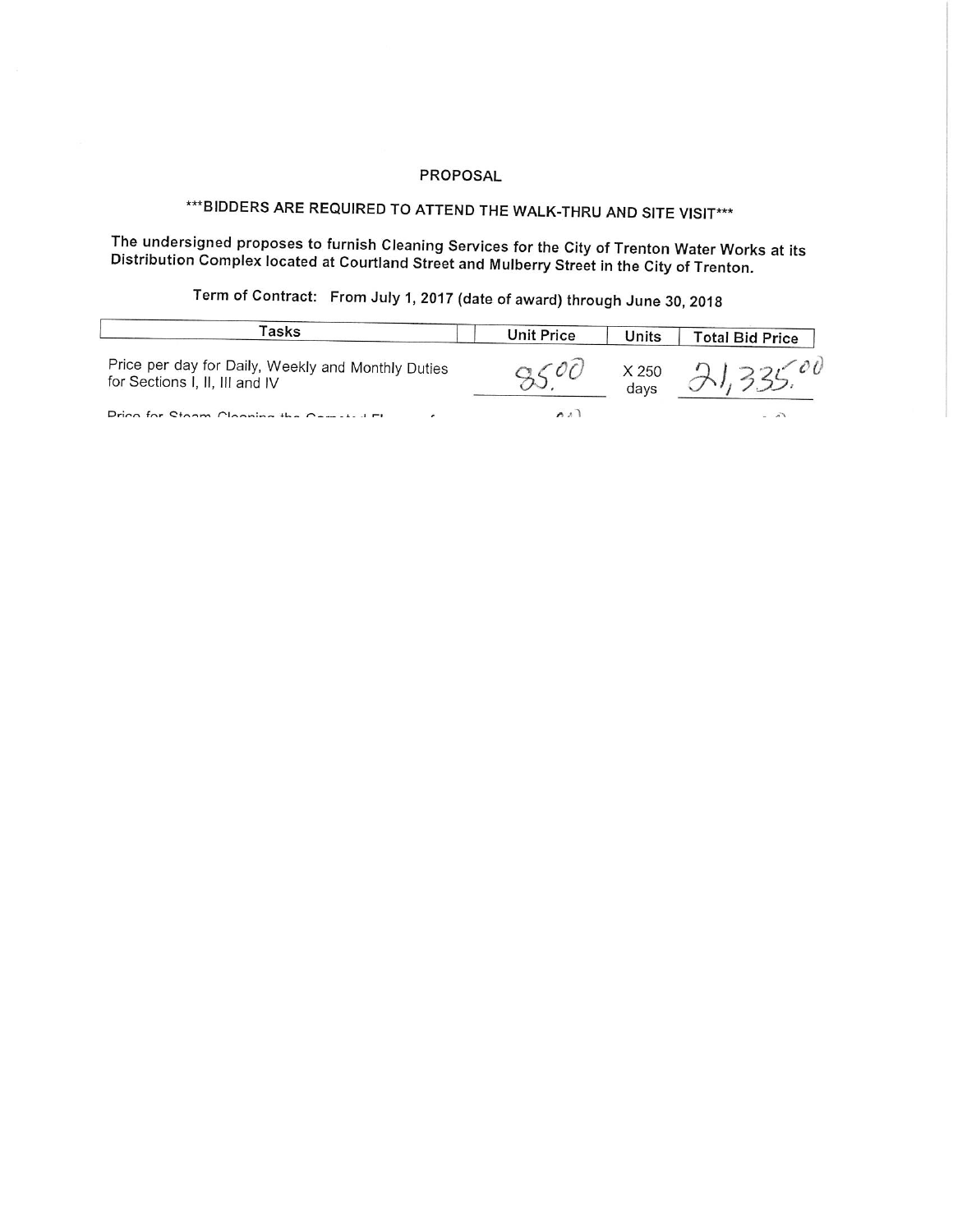PROPOSAL

***BIDDERS ARE REQUIRED TO ATTEND THE WALK-THRU AND SITE VISIT***

The undersigned proposes to furnish Cleaning Services for the City of Trenton Water Works at its Distribution Complex located at Courtland Street and Mulberry Street in the City of Trenton.

Term of Contract: From July 1, 2017 (date of award) through June 30, 2018

| Tasks | Unit Price | Units | Total Bid Price |
|---|---|---|---|
| Price per day for Daily, Weekly and Monthly Duties for Sections I, II, III and IV | 85.00 | X 250 days | 21,335.00 |
| Price for Steam Cleaning the Carpeted Fl... | | | |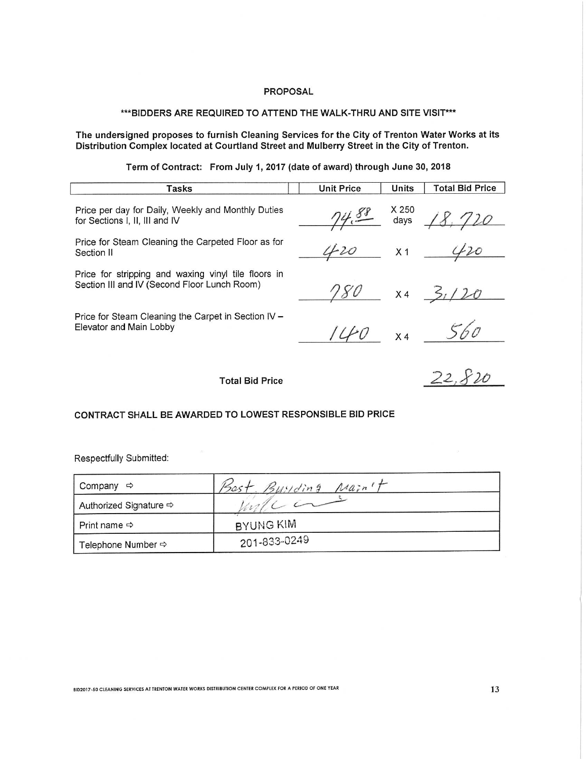# PROPOSAL

## ***BIDDERS ARE REQUIRED TO ATTEND THE WALK-THRU AND SITE VISIT***

**The undersigned proposes to furnish Cleaning Services for the City of Trenton Water Works at its Distribution Complex located at Courtland Street and Mulberry Street in the City of Trenton.**

**Term of Contract: From July 1, 2017 (date of award) through June 30, 2018**

| Tasks | Unit Price | Units | Total Bid Price |
|---|---|---|---|
| Price per day for Daily, Weekly and Monthly Duties for Sections I, II, III and IV | 74.88 | X 250 days | 18,720 |
| Price for Steam Cleaning the Carpeted Floor as for Section II | 420 | X 1 | 420 |
| Price for stripping and waxing vinyl tile floors in Section III and IV (Second Floor Lunch Room) | 780 | X 4 | 3,120 |
| Price for Steam Cleaning the Carpet in Section IV – Elevator and Main Lobby | 140 | X 4 | 560 |
| **Total Bid Price** | | | 22,820 |

**CONTRACT SHALL BE AWARDED TO LOWEST RESPONSIBLE BID PRICE**

Respectfully Submitted:

| | |
|---|---|
| Company ⇨ | Best Building Main't |
| Authorized Signature ⇨ | (signature) |
| Print name ⇨ | BYUNG KIM |
| Telephone Number ⇨ | 201-833-0249 |

BID2017-50 CLEANING SERVICES AT TRENTON WATER WORKS DISTRIBUTION CENTER COMPLEX FOR A PERIOD OF ONE YEAR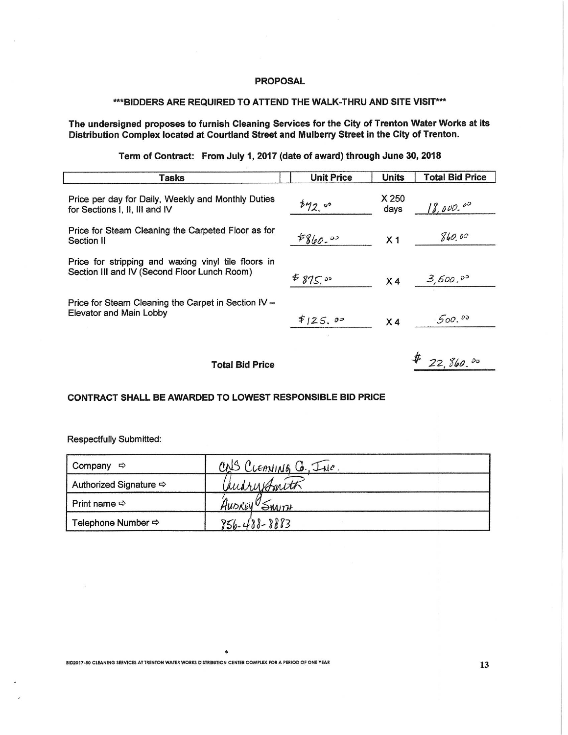## PROPOSAL

### ***BIDDERS ARE REQUIRED TO ATTEND THE WALK-THRU AND SITE VISIT***

**The undersigned proposes to furnish Cleaning Services for the City of Trenton Water Works at its Distribution Complex located at Courtland Street and Mulberry Street in the City of Trenton.**

**Term of Contract: From July 1, 2017 (date of award) through June 30, 2018**

| Tasks | Unit Price | Units | Total Bid Price |
|---|---|---|---|
| Price per day for Daily, Weekly and Monthly Duties for Sections I, II, III and IV | $72.00 | X 250 days | 18,000.00 |
| Price for Steam Cleaning the Carpeted Floor as for Section II | $860.00 | X 1 | 860.00 |
| Price for stripping and waxing vinyl tile floors in Section III and IV (Second Floor Lunch Room) | $875.00 | X 4 | 3,500.00 |
| Price for Steam Cleaning the Carpet in Section IV – Elevator and Main Lobby | $125.00 | X 4 | 500.00 |
| **Total Bid Price** | | | $ 22,860.00 |

**CONTRACT SHALL BE AWARDED TO LOWEST RESPONSIBLE BID PRICE**

Respectfully Submitted:

| | |
|---|---|
| Company ⇨ | CNS Cleaning Co., Inc. |
| Authorized Signature ⇨ | Audrey Smith |
| Print name ⇨ | Audrey Smith |
| Telephone Number ⇨ | 856-488-8883 |

BID2017-50 CLEANING SERVICES AT TRENTON WATER WORKS DISTRIBUTION CENTER COMPLEX FOR A PERIOD OF ONE YEAR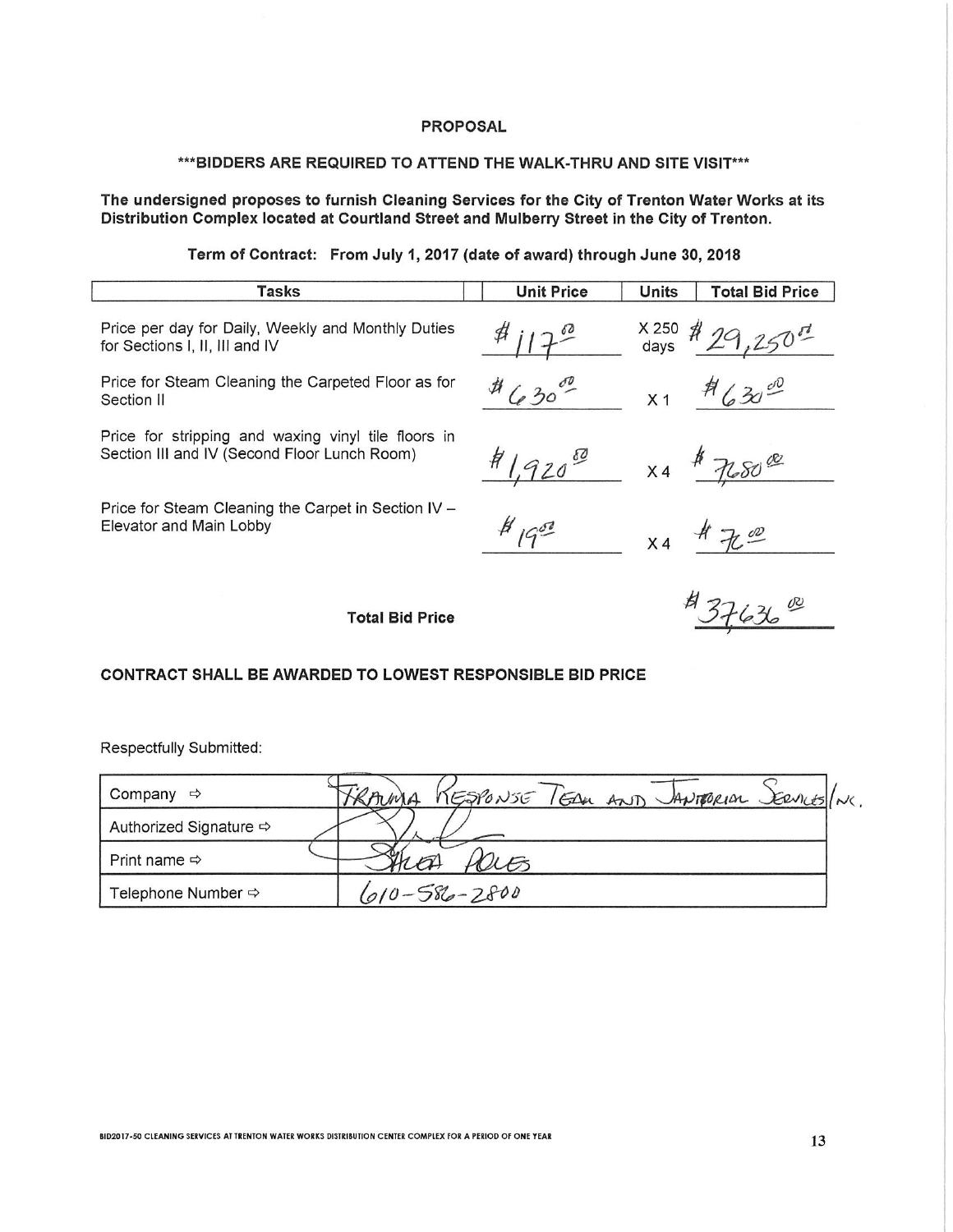## PROPOSAL

### ***BIDDERS ARE REQUIRED TO ATTEND THE WALK-THRU AND SITE VISIT***

**The undersigned proposes to furnish Cleaning Services for the City of Trenton Water Works at its Distribution Complex located at Courtland Street and Mulberry Street in the City of Trenton.**

**Term of Contract: From July 1, 2017 (date of award) through June 30, 2018**

| Tasks | Unit Price | Units | Total Bid Price |
|---|---|---|---|
| Price per day for Daily, Weekly and Monthly Duties for Sections I, II, III and IV | $117.00 | X 250 days | $29,250.00 |
| Price for Steam Cleaning the Carpeted Floor as for Section II | $630.00 | X 1 | $630.00 |
| Price for stripping and waxing vinyl tile floors in Section III and IV (Second Floor Lunch Room) | $1,920.00 | X 4 | $7680.00 |
| Price for Steam Cleaning the Carpet in Section IV – Elevator and Main Lobby | $19.00 | X 4 | $76.00 |
| **Total Bid Price** | | | $37636.00 |

**CONTRACT SHALL BE AWARDED TO LOWEST RESPONSIBLE BID PRICE**

Respectfully Submitted:

| | |
|---|---|
| Company ⇨ | Trauma Response Team and Janitorial Services Inc. |
| Authorized Signature ⇨ | (signature) |
| Print name ⇨ | Shea Poles |
| Telephone Number ⇨ | 610-586-2800 |

BID2017-50 CLEANING SERVICES AT TRENTON WATER WORKS DISTRIBUTION CENTER COMPLEX FOR A PERIOD OF ONE YEAR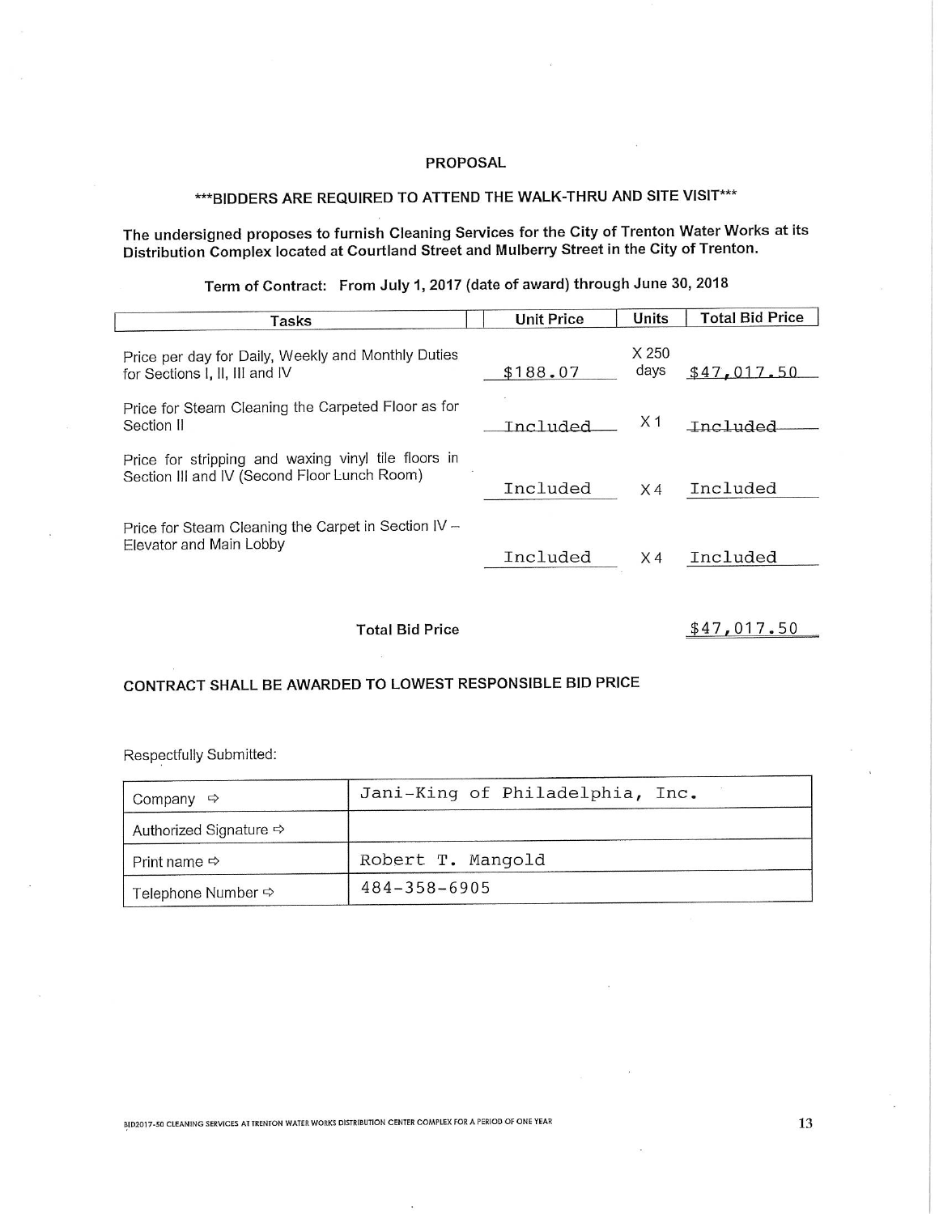# PROPOSAL

## ***BIDDERS ARE REQUIRED TO ATTEND THE WALK-THRU AND SITE VISIT***

**The undersigned proposes to furnish Cleaning Services for the City of Trenton Water Works at its Distribution Complex located at Courtland Street and Mulberry Street in the City of Trenton.**

**Term of Contract: From July 1, 2017 (date of award) through June 30, 2018**

| Tasks | Unit Price | Units | Total Bid Price |
|---|---|---|---|
| Price per day for Daily, Weekly and Monthly Duties for Sections I, II, III and IV | $188.07 | X 250 days | $47,017.50 |
| Price for Steam Cleaning the Carpeted Floor as for Section II | Included | X 1 | Included |
| Price for stripping and waxing vinyl tile floors in Section III and IV (Second Floor Lunch Room) | Included | X 4 | Included |
| Price for Steam Cleaning the Carpet in Section IV – Elevator and Main Lobby | Included | X 4 | Included |
| **Total Bid Price** | | | $47,017.50 |

**CONTRACT SHALL BE AWARDED TO LOWEST RESPONSIBLE BID PRICE**

Respectfully Submitted:

| | |
|---|---|
| Company ⇨ | Jani-King of Philadelphia, Inc. |
| Authorized Signature ⇨ | |
| Print name ⇨ | Robert T. Mangold |
| Telephone Number ⇨ | 484-358-6905 |

BID2017-50 CLEANING SERVICES AT TRENTON WATER WORKS DISTRIBUTION CENTER COMPLEX FOR A PERIOD OF ONE YEAR